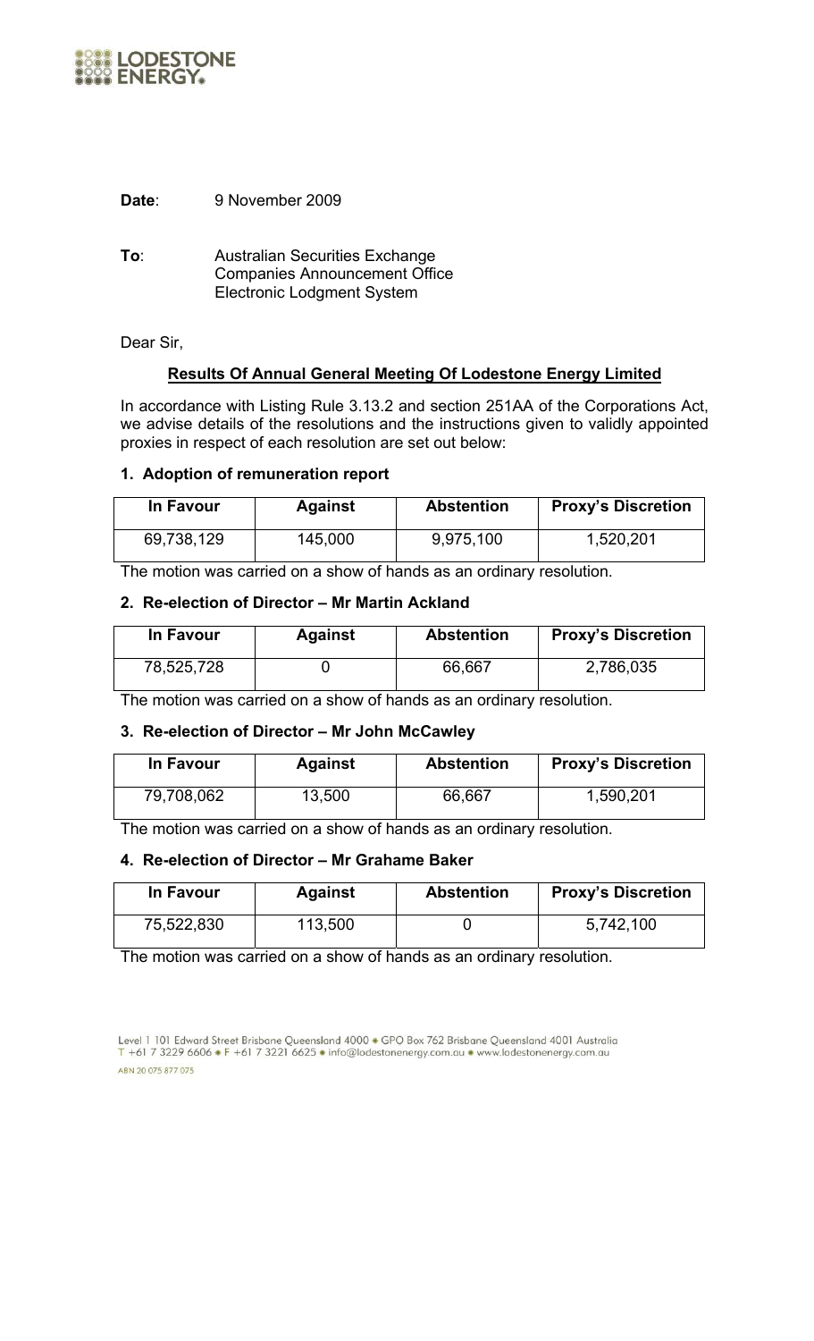LODESTONE ENERGY

**Date**: 9 November 2009

**To**: Australian Securities Exchange
Companies Announcement Office
Electronic Lodgment System

Dear Sir,

**Results Of Annual General Meeting Of Lodestone Energy Limited**

In accordance with Listing Rule 3.13.2 and section 251AA of the Corporations Act, we advise details of the resolutions and the instructions given to validly appointed proxies in respect of each resolution are set out below:

### 1. Adoption of remuneration report

| In Favour | Against | Abstention | Proxy's Discretion |
|---|---|---|---|
| 69,738,129 | 145,000 | 9,975,100 | 1,520,201 |

The motion was carried on a show of hands as an ordinary resolution.

### 2. Re-election of Director – Mr Martin Ackland

| In Favour | Against | Abstention | Proxy's Discretion |
|---|---|---|---|
| 78,525,728 | 0 | 66,667 | 2,786,035 |

The motion was carried on a show of hands as an ordinary resolution.

### 3. Re-election of Director – Mr John McCawley

| In Favour | Against | Abstention | Proxy's Discretion |
|---|---|---|---|
| 79,708,062 | 13,500 | 66,667 | 1,590,201 |

The motion was carried on a show of hands as an ordinary resolution.

### 4. Re-election of Director – Mr Grahame Baker

| In Favour | Against | Abstention | Proxy's Discretion |
|---|---|---|---|
| 75,522,830 | 113,500 | 0 | 5,742,100 |

The motion was carried on a show of hands as an ordinary resolution.

Level 1 101 Edward Street Brisbane Queensland 4000 • GPO Box 762 Brisbane Queensland 4001 Australia
T +61 7 3229 6606 • F +61 7 3221 6625 • info@lodestonenergy.com.au • www.lodestonenergy.com.au
ABN 20 075 877 075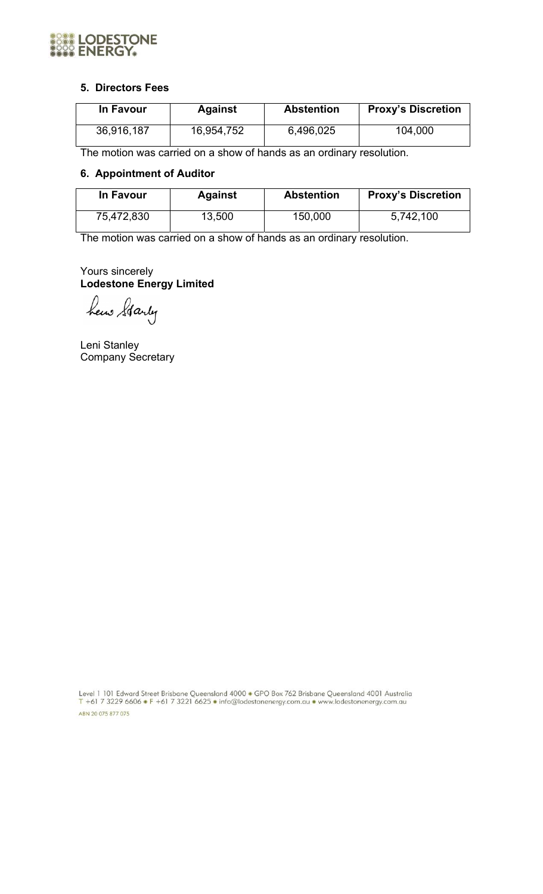### 5. Directors Fees

| In Favour | Against | Abstention | Proxy's Discretion |
|---|---|---|---|
| 36,916,187 | 16,954,752 | 6,496,025 | 104,000 |

The motion was carried on a show of hands as an ordinary resolution.

### 6. Appointment of Auditor

| In Favour | Against | Abstention | Proxy's Discretion |
|---|---|---|---|
| 75,472,830 | 13,500 | 150,000 | 5,742,100 |

The motion was carried on a show of hands as an ordinary resolution.

Yours sincerely
**Lodestone Energy Limited**

Leni Stanley
Company Secretary

Level 1 101 Edward Street Brisbane Queensland 4000 • GPO Box 762 Brisbane Queensland 4001 Australia
T +61 7 3229 6606 • F +61 7 3221 6625 • info@lodestonenergy.com.au • www.lodestonenergy.com.au

ABN 20 075 877 075